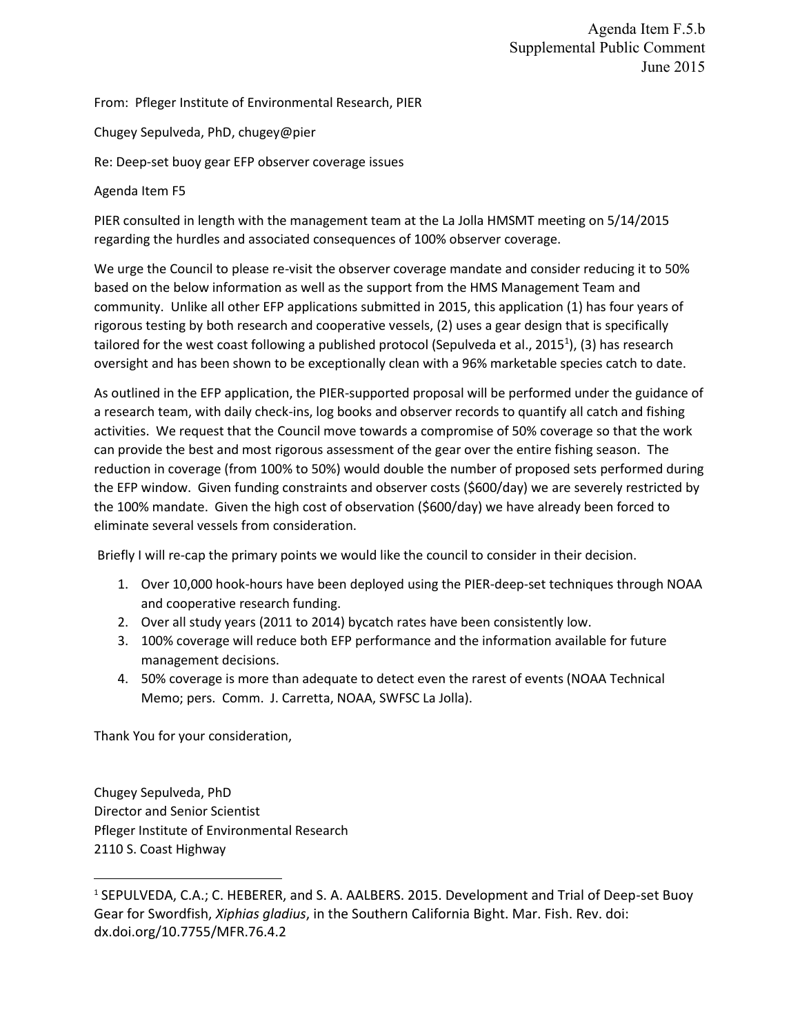Agenda Item F.5.b
Supplemental Public Comment
June 2015

From: Pfleger Institute of Environmental Research, PIER

Chugey Sepulveda, PhD, chugey@pier

Re: Deep-set buoy gear EFP observer coverage issues

Agenda Item F5

PIER consulted in length with the management team at the La Jolla HMSMT meeting on 5/14/2015 regarding the hurdles and associated consequences of 100% observer coverage.

We urge the Council to please re-visit the observer coverage mandate and consider reducing it to 50% based on the below information as well as the support from the HMS Management Team and community. Unlike all other EFP applications submitted in 2015, this application (1) has four years of rigorous testing by both research and cooperative vessels, (2) uses a gear design that is specifically tailored for the west coast following a published protocol (Sepulveda et al., 2015[1]), (3) has research oversight and has been shown to be exceptionally clean with a 96% marketable species catch to date.

As outlined in the EFP application, the PIER-supported proposal will be performed under the guidance of a research team, with daily check-ins, log books and observer records to quantify all catch and fishing activities. We request that the Council move towards a compromise of 50% coverage so that the work can provide the best and most rigorous assessment of the gear over the entire fishing season. The reduction in coverage (from 100% to 50%) would double the number of proposed sets performed during the EFP window. Given funding constraints and observer costs ($600/day) we are severely restricted by the 100% mandate. Given the high cost of observation ($600/day) we have already been forced to eliminate several vessels from consideration.

Briefly I will re-cap the primary points we would like the council to consider in their decision.

1. Over 10,000 hook-hours have been deployed using the PIER-deep-set techniques through NOAA and cooperative research funding.
2. Over all study years (2011 to 2014) bycatch rates have been consistently low.
3. 100% coverage will reduce both EFP performance and the information available for future management decisions.
4. 50% coverage is more than adequate to detect even the rarest of events (NOAA Technical Memo; pers. Comm. J. Carretta, NOAA, SWFSC La Jolla).

Thank You for your consideration,

Chugey Sepulveda, PhD
Director and Senior Scientist
Pfleger Institute of Environmental Research
2110 S. Coast Highway

[1] SEPULVEDA, C.A.; C. HEBERER, and S. A. AALBERS. 2015. Development and Trial of Deep-set Buoy Gear for Swordfish, *Xiphias gladius*, in the Southern California Bight. Mar. Fish. Rev. doi: dx.doi.org/10.7755/MFR.76.4.2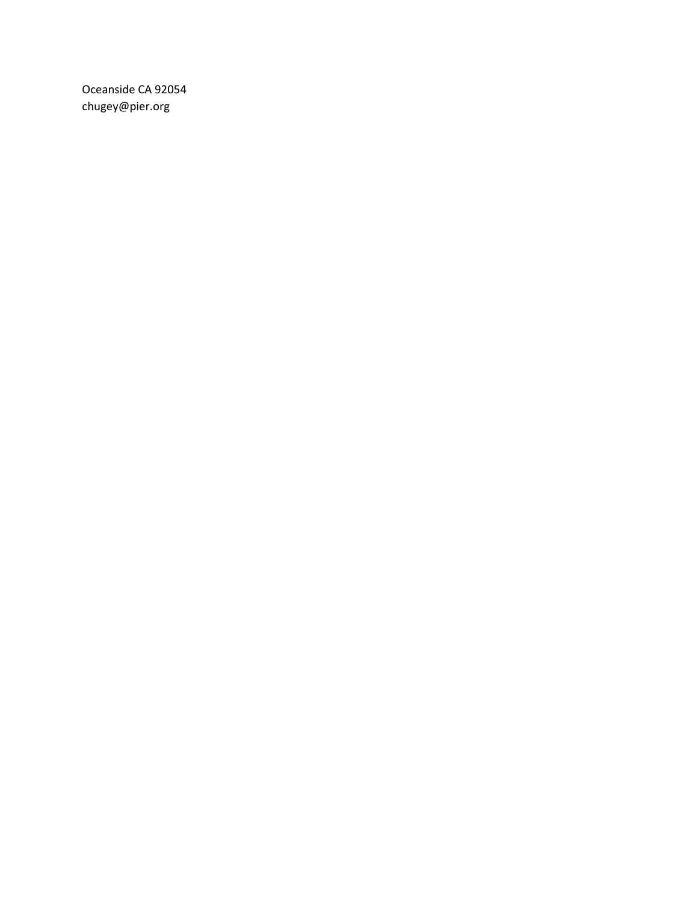Oceanside CA 92054
chugey@pier.org